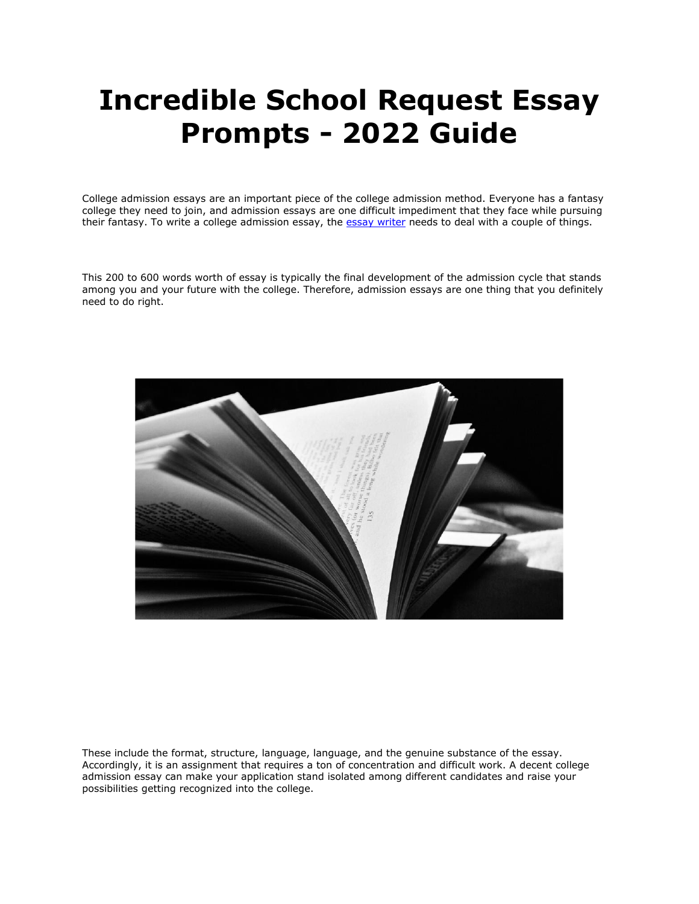# Incredible School Request Essay Prompts - 2022 Guide

College admission essays are an important piece of the college admission method. Everyone has a fantasy college they need to join, and admission essays are one difficult impediment that they face while pursuing their fantasy. To write a college admission essay, the [essay writer]() needs to deal with a couple of things.

This 200 to 600 words worth of essay is typically the final development of the admission cycle that stands among you and your future with the college. Therefore, admission essays are one thing that you definitely need to do right.

These include the format, structure, language, language, and the genuine substance of the essay. Accordingly, it is an assignment that requires a ton of concentration and difficult work. A decent college admission essay can make your application stand isolated among different candidates and raise your possibilities getting recognized into the college.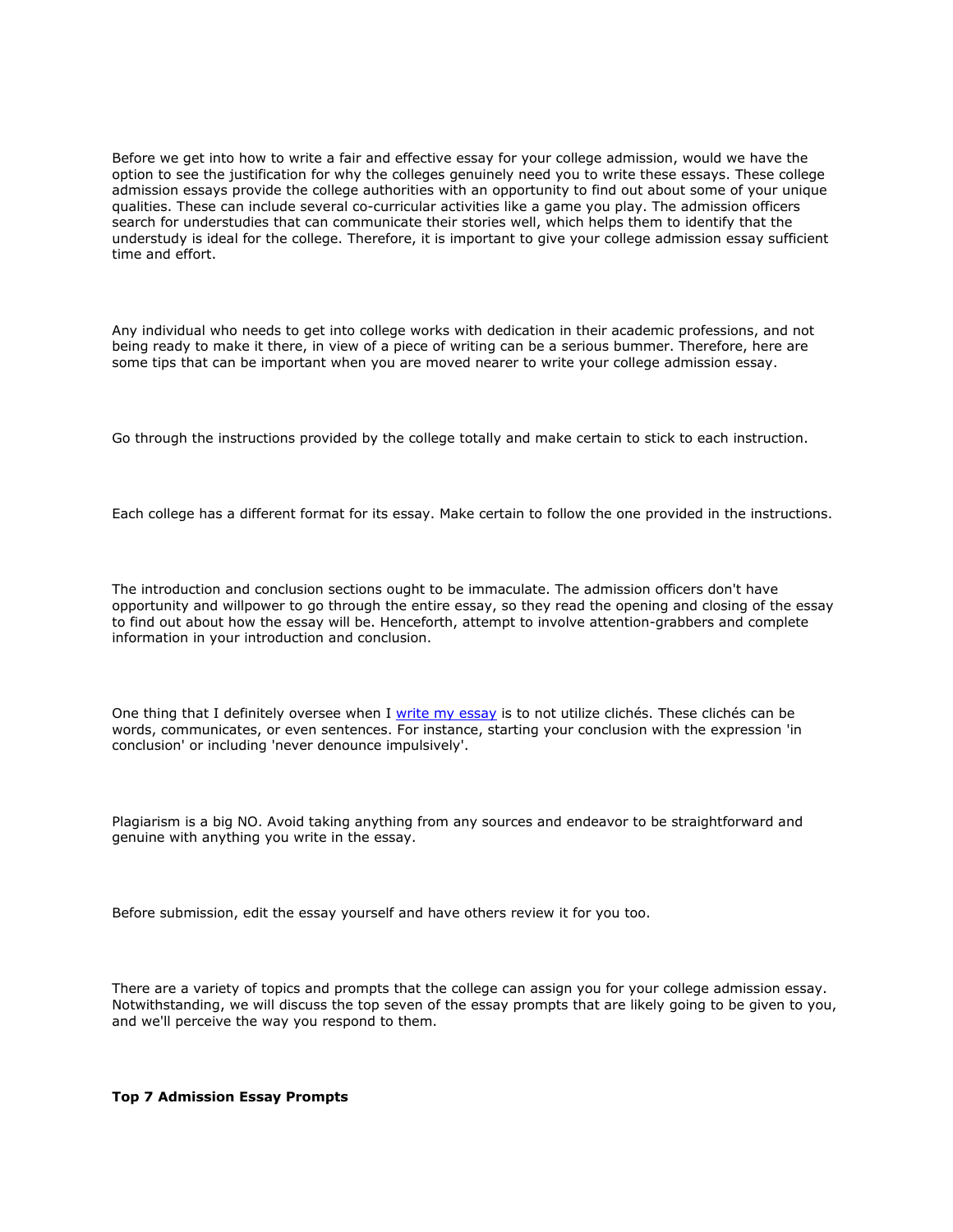Before we get into how to write a fair and effective essay for your college admission, would we have the option to see the justification for why the colleges genuinely need you to write these essays. These college admission essays provide the college authorities with an opportunity to find out about some of your unique qualities. These can include several co-curricular activities like a game you play. The admission officers search for understudies that can communicate their stories well, which helps them to identify that the understudy is ideal for the college. Therefore, it is important to give your college admission essay sufficient time and effort.

Any individual who needs to get into college works with dedication in their academic professions, and not being ready to make it there, in view of a piece of writing can be a serious bummer. Therefore, here are some tips that can be important when you are moved nearer to write your college admission essay.

Go through the instructions provided by the college totally and make certain to stick to each instruction.

Each college has a different format for its essay. Make certain to follow the one provided in the instructions.

The introduction and conclusion sections ought to be immaculate. The admission officers don't have opportunity and willpower to go through the entire essay, so they read the opening and closing of the essay to find out about how the essay will be. Henceforth, attempt to involve attention-grabbers and complete information in your introduction and conclusion.

One thing that I definitely oversee when I write my essay is to not utilize clichés. These clichés can be words, communicates, or even sentences. For instance, starting your conclusion with the expression 'in conclusion' or including 'never denounce impulsively'.

Plagiarism is a big NO. Avoid taking anything from any sources and endeavor to be straightforward and genuine with anything you write in the essay.

Before submission, edit the essay yourself and have others review it for you too.

There are a variety of topics and prompts that the college can assign you for your college admission essay. Notwithstanding, we will discuss the top seven of the essay prompts that are likely going to be given to you, and we'll perceive the way you respond to them.

**Top 7 Admission Essay Prompts**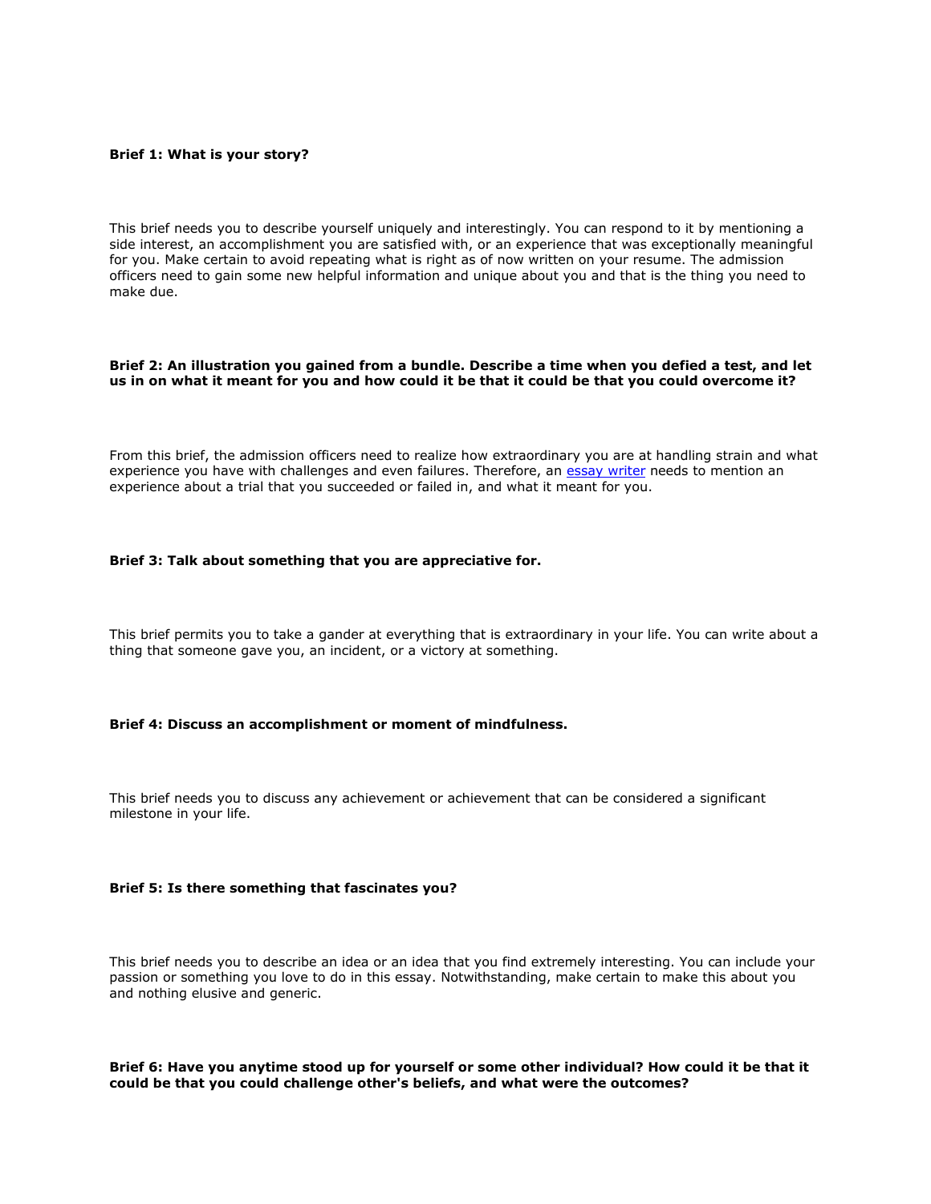**Brief 1: What is your story?**

This brief needs you to describe yourself uniquely and interestingly. You can respond to it by mentioning a side interest, an accomplishment you are satisfied with, or an experience that was exceptionally meaningful for you. Make certain to avoid repeating what is right as of now written on your resume. The admission officers need to gain some new helpful information and unique about you and that is the thing you need to make due.

**Brief 2: An illustration you gained from a bundle. Describe a time when you defied a test, and let us in on what it meant for you and how could it be that it could be that you could overcome it?**

From this brief, the admission officers need to realize how extraordinary you are at handling strain and what experience you have with challenges and even failures. Therefore, an essay writer needs to mention an experience about a trial that you succeeded or failed in, and what it meant for you.

**Brief 3: Talk about something that you are appreciative for.**

This brief permits you to take a gander at everything that is extraordinary in your life. You can write about a thing that someone gave you, an incident, or a victory at something.

**Brief 4: Discuss an accomplishment or moment of mindfulness.**

This brief needs you to discuss any achievement or achievement that can be considered a significant milestone in your life.

**Brief 5: Is there something that fascinates you?**

This brief needs you to describe an idea or an idea that you find extremely interesting. You can include your passion or something you love to do in this essay. Notwithstanding, make certain to make this about you and nothing elusive and generic.

**Brief 6: Have you anytime stood up for yourself or some other individual? How could it be that it could be that you could challenge other's beliefs, and what were the outcomes?**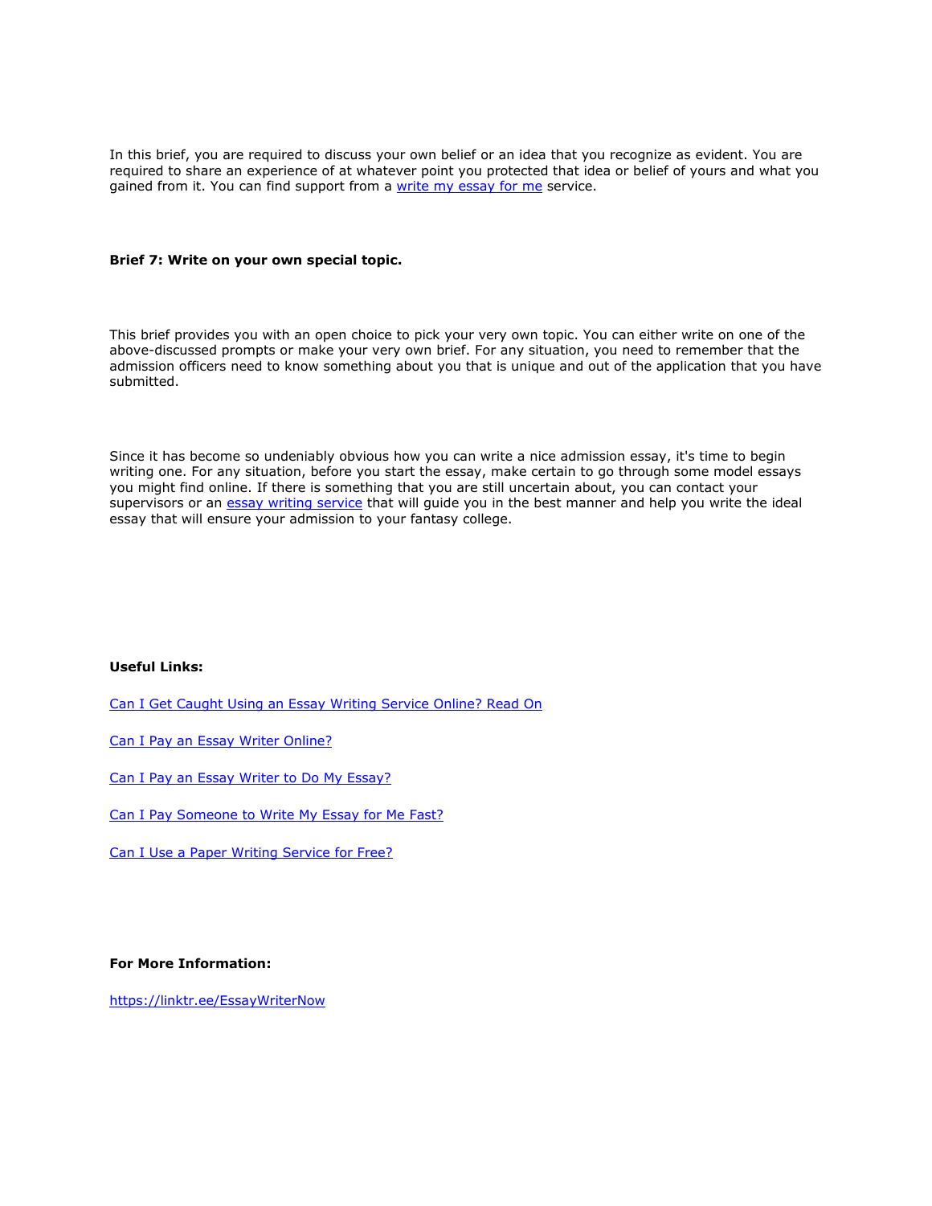In this brief, you are required to discuss your own belief or an idea that you recognize as evident. You are required to share an experience of at whatever point you protected that idea or belief of yours and what you gained from it. You can find support from a [write my essay for me]() service.

**Brief 7: Write on your own special topic.**

This brief provides you with an open choice to pick your very own topic. You can either write on one of the above-discussed prompts or make your very own brief. For any situation, you need to remember that the admission officers need to know something about you that is unique and out of the application that you have submitted.

Since it has become so undeniably obvious how you can write a nice admission essay, it's time to begin writing one. For any situation, before you start the essay, make certain to go through some model essays you might find online. If there is something that you are still uncertain about, you can contact your supervisors or an [essay writing service]() that will guide you in the best manner and help you write the ideal essay that will ensure your admission to your fantasy college.

**Useful Links:**

[Can I Get Caught Using an Essay Writing Service Online? Read On]()

[Can I Pay an Essay Writer Online?]()

[Can I Pay an Essay Writer to Do My Essay?]()

[Can I Pay Someone to Write My Essay for Me Fast?]()

[Can I Use a Paper Writing Service for Free?]()

**For More Information:**

[https://linktr.ee/EssayWriterNow](https://linktr.ee/EssayWriterNow)